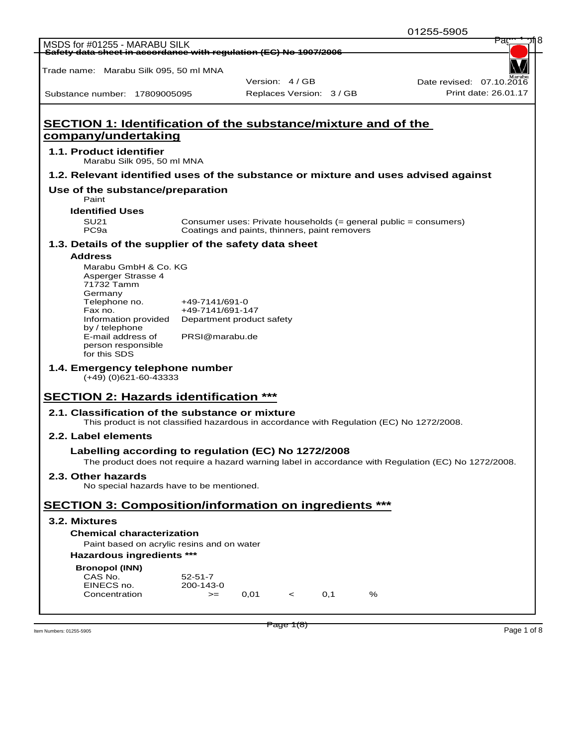MSDS for #01255 - MARABU SILK

Safety data sheet in accordance with regulation (EC) No 1907/2006

Trade name: Marabu Silk 095, 50 ml MNA

| | | |
|---|---|---|
| | Version: 4 / GB | Date revised: 07.10.2016 |
| Substance number: 17809005095 | Replaces Version: 3 / GB | Print date: 26.01.17 |

## SECTION 1: Identification of the substance/mixture and of the company/undertaking

### 1.1. Product identifier

Marabu Silk 095, 50 ml MNA

### 1.2. Relevant identified uses of the substance or mixture and uses advised against

**Use of the substance/preparation**

Paint

**Identified Uses**

| | |
|---|---|
| SU21 | Consumer uses: Private households (= general public = consumers) |
| PC9a | Coatings and paints, thinners, paint removers |

### 1.3. Details of the supplier of the safety data sheet

**Address**

Marabu GmbH & Co. KG
Asperger Strasse 4
71732 Tamm
Germany

| | |
|---|---|
| Telephone no. | +49-7141/691-0 |
| Fax no. | +49-7141/691-147 |
| Information provided by / telephone | Department product safety |
| E-mail address of person responsible for this SDS | PRSI@marabu.de |

### 1.4. Emergency telephone number

(+49) (0)621-60-43333

## SECTION 2: Hazards identification ***

### 2.1. Classification of the substance or mixture

This product is not classified hazardous in accordance with Regulation (EC) No 1272/2008.

### 2.2. Label elements

**Labelling according to regulation (EC) No 1272/2008**

The product does not require a hazard warning label in accordance with Regulation (EC) No 1272/2008.

### 2.3. Other hazards

No special hazards have to be mentioned.

## SECTION 3: Composition/information on ingredients ***

### 3.2. Mixtures

**Chemical characterization**

Paint based on acrylic resins and on water

**Hazardous ingredients *****

**Bronopol (INN)**

| | |
|---|---|
| CAS No. | 52-51-7 |
| EINECS no. | 200-143-0 |
| Concentration | >= 0,01 < 0,1 % |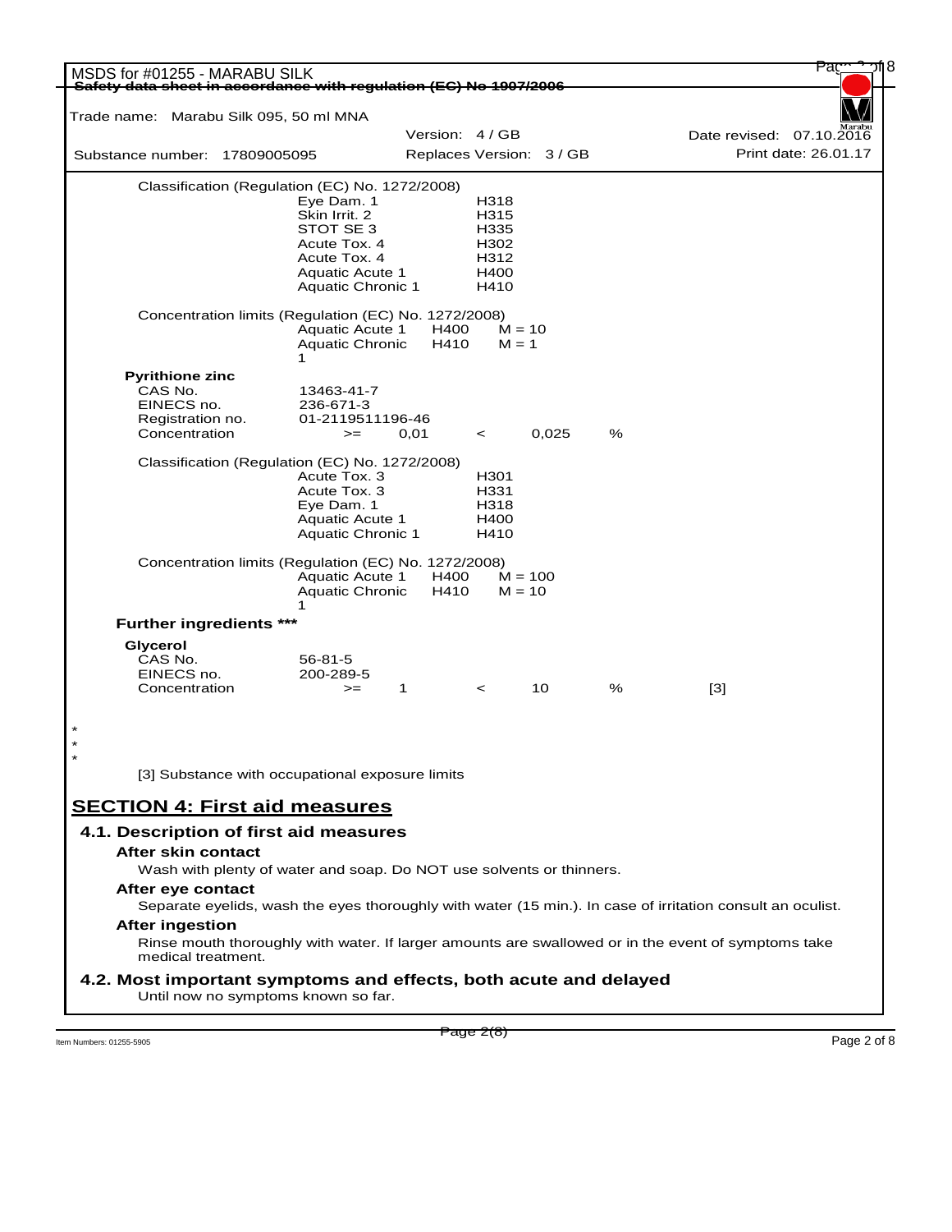Classification (Regulation (EC) No. 1272/2008)

| | |
|---|---|
| Eye Dam. 1 | H318 |
| Skin Irrit. 2 | H315 |
| STOT SE 3 | H335 |
| Acute Tox. 4 | H302 |
| Acute Tox. 4 | H312 |
| Aquatic Acute 1 | H400 |
| Aquatic Chronic 1 | H410 |

Concentration limits (Regulation (EC) No. 1272/2008)

| | | |
|---|---|---|
| Aquatic Acute 1 | H400 | M = 10 |
| Aquatic Chronic 1 | H410 | M = 1 |

**Pyrithione zinc**

| | | | | | |
|---|---|---|---|---|---|
| CAS No. | 13463-41-7 | | | | |
| EINECS no. | 236-671-3 | | | | |
| Registration no. | 01-2119511196-46 | | | | |
| Concentration | >= | 0,01 | < | 0,025 | % |

Classification (Regulation (EC) No. 1272/2008)

| | |
|---|---|
| Acute Tox. 3 | H301 |
| Acute Tox. 3 | H331 |
| Eye Dam. 1 | H318 |
| Aquatic Acute 1 | H400 |
| Aquatic Chronic 1 | H410 |

Concentration limits (Regulation (EC) No. 1272/2008)

| | | |
|---|---|---|
| Aquatic Acute 1 | H400 | M = 100 |
| Aquatic Chronic 1 | H410 | M = 10 |

**Further ingredients *****

**Glycerol**

| | | | | | | |
|---|---|---|---|---|---|---|
| CAS No. | 56-81-5 | | | | | |
| EINECS no. | 200-289-5 | | | | | |
| Concentration | >= | 1 | < | 10 | % | [3] |

*
*
*

[3] Substance with occupational exposure limits

## SECTION 4: First aid measures

### 4.1. Description of first aid measures

**After skin contact**

Wash with plenty of water and soap. Do NOT use solvents or thinners.

**After eye contact**

Separate eyelids, wash the eyes thoroughly with water (15 min.). In case of irritation consult an oculist.

**After ingestion**

Rinse mouth thoroughly with water. If larger amounts are swallowed or in the event of symptoms take medical treatment.

### 4.2. Most important symptoms and effects, both acute and delayed

Until now no symptoms known so far.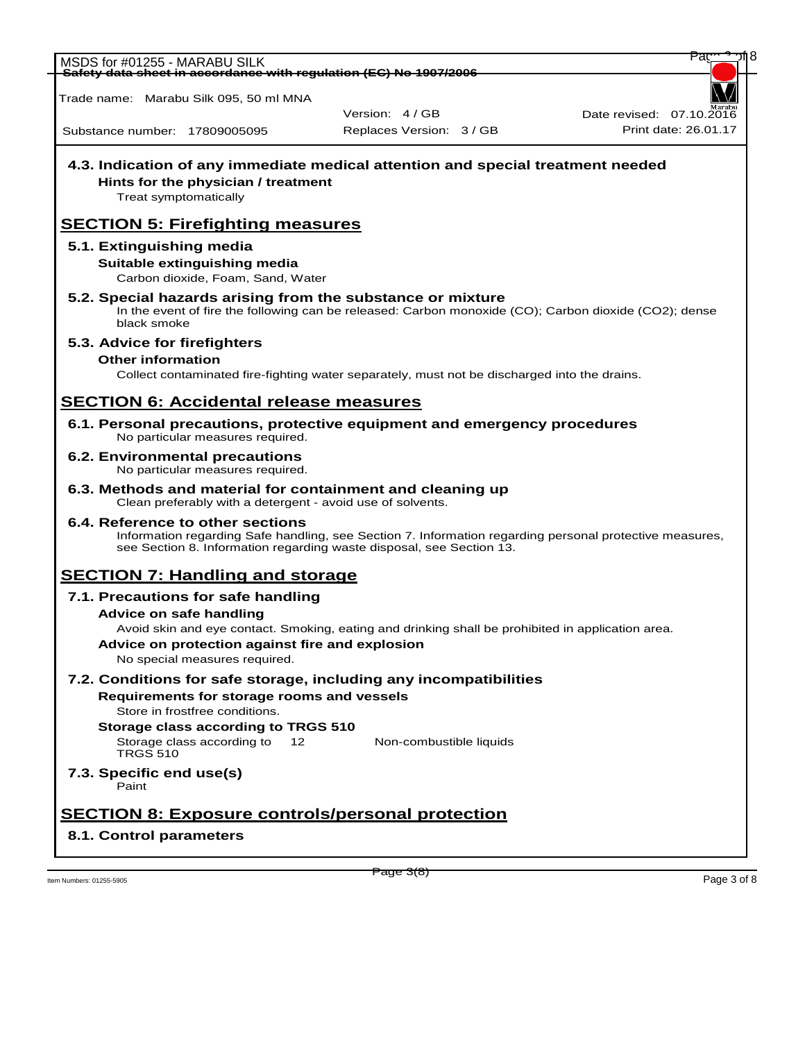#### 4.3. Indication of any immediate medical attention and special treatment needed

**Hints for the physician / treatment**

Treat symptomatically

## SECTION 5: Firefighting measures

### 5.1. Extinguishing media

**Suitable extinguishing media**

Carbon dioxide, Foam, Sand, Water

### 5.2. Special hazards arising from the substance or mixture

In the event of fire the following can be released: Carbon monoxide (CO); Carbon dioxide ($CO_2$); dense black smoke

### 5.3. Advice for firefighters

**Other information**

Collect contaminated fire-fighting water separately, must not be discharged into the drains.

## SECTION 6: Accidental release measures

### 6.1. Personal precautions, protective equipment and emergency procedures

No particular measures required.

### 6.2. Environmental precautions

No particular measures required.

### 6.3. Methods and material for containment and cleaning up

Clean preferably with a detergent - avoid use of solvents.

### 6.4. Reference to other sections

Information regarding Safe handling, see Section 7. Information regarding personal protective measures, see Section 8. Information regarding waste disposal, see Section 13.

## SECTION 7: Handling and storage

### 7.1. Precautions for safe handling

**Advice on safe handling**

Avoid skin and eye contact. Smoking, eating and drinking shall be prohibited in application area.

**Advice on protection against fire and explosion**

No special measures required.

### 7.2. Conditions for safe storage, including any incompatibilities

**Requirements for storage rooms and vessels**

Store in frostfree conditions.

**Storage class according to TRGS 510**

| | | |
|---|---|---|
| Storage class according to TRGS 510 | 12 | Non-combustible liquids |

### 7.3. Specific end use(s)

Paint

## SECTION 8: Exposure controls/personal protection

### 8.1. Control parameters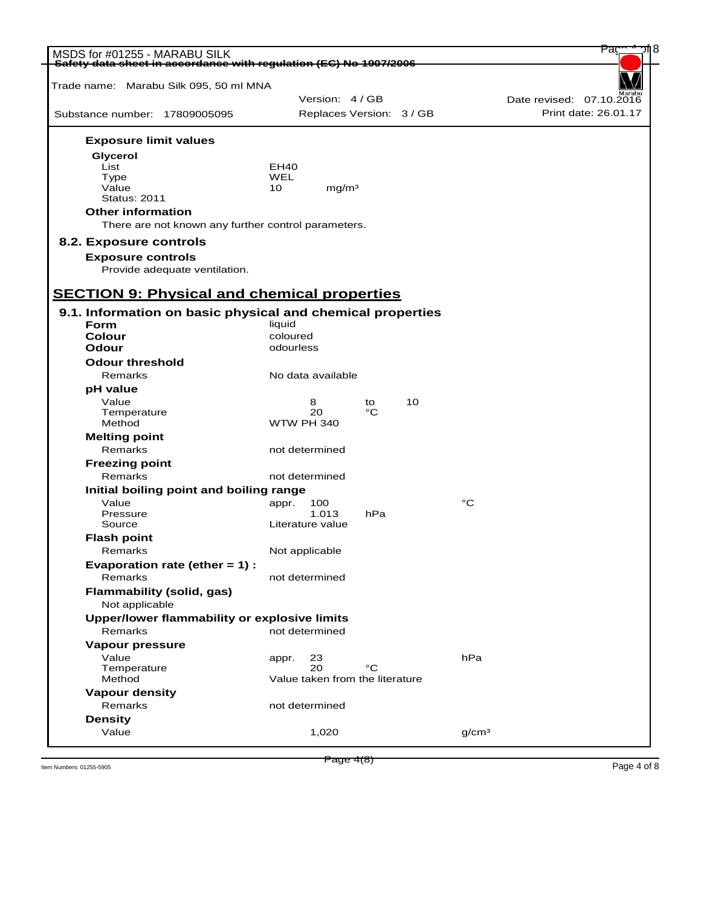### Exposure limit values

**Glycerol**

| | |
|---|---|
| List | EH40 |
| Type | WEL |
| Value | 10 mg/m³ |
| Status: 2011 | |

**Other information**

There are not known any further control parameters.

### 8.2. Exposure controls

**Exposure controls**

Provide adequate ventilation.

## SECTION 9: Physical and chemical properties

### 9.1. Information on basic physical and chemical properties

| | | | |
|---|---|---|---|
| **Form** | liquid | | |
| **Colour** | coloured | | |
| **Odour** | odourless | | |
| **Odour threshold** | | | |
| Remarks | No data available | | |
| **pH value** | | | |
| Value | 8 to 10 | | |
| Temperature | 20 | °C | |
| Method | WTW PH 340 | | |
| **Melting point** | | | |
| Remarks | not determined | | |
| **Freezing point** | | | |
| Remarks | not determined | | |
| **Initial boiling point and boiling range** | | | |
| Value | appr. 100 | | °C |
| Pressure | 1.013 | hPa | |
| Source | Literature value | | |
| **Flash point** | | | |
| Remarks | Not applicable | | |
| **Evaporation rate (ether = 1) :** | | | |
| Remarks | not determined | | |
| **Flammability (solid, gas)** | | | |
| Not applicable | | | |
| **Upper/lower flammability or explosive limits** | | | |
| Remarks | not determined | | |
| **Vapour pressure** | | | |
| Value | appr. 23 | | hPa |
| Temperature | 20 | °C | |
| Method | Value taken from the literature | | |
| **Vapour density** | | | |
| Remarks | not determined | | |
| **Density** | | | |
| Value | 1,020 | | g/cm³ |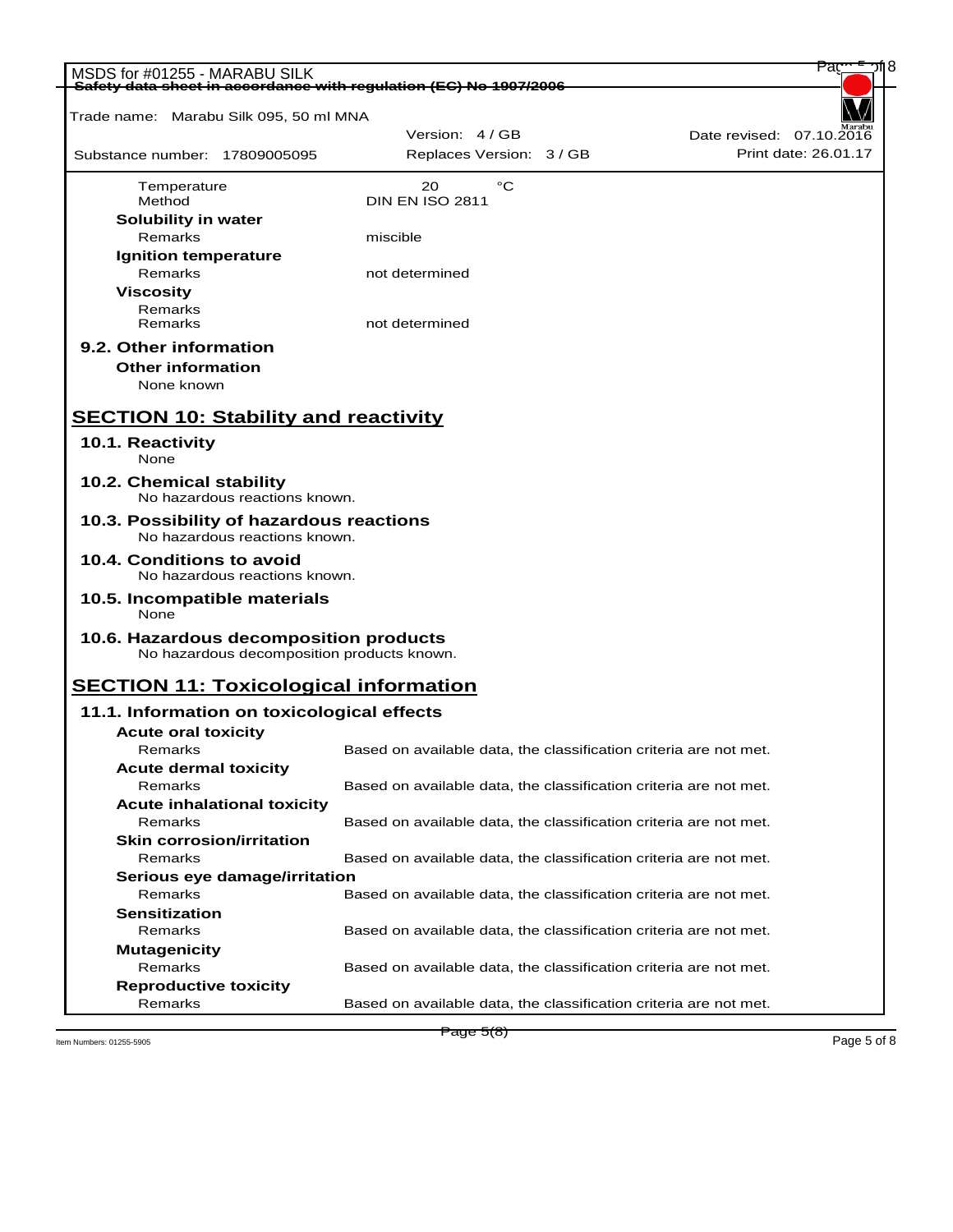| | |
|---|---|
| Temperature | 20 °C |
| Method | DIN EN ISO 2811 |

**Solubility in water**

| | |
|---|---|
| Remarks | miscible |

**Ignition temperature**

| | |
|---|---|
| Remarks | not determined |

**Viscosity**

| | |
|---|---|
| Remarks | |
| Remarks | not determined |

### 9.2. Other information

**Other information**

None known

## SECTION 10: Stability and reactivity

### 10.1. Reactivity

None

### 10.2. Chemical stability

No hazardous reactions known.

### 10.3. Possibility of hazardous reactions

No hazardous reactions known.

### 10.4. Conditions to avoid

No hazardous reactions known.

### 10.5. Incompatible materials

None

### 10.6. Hazardous decomposition products

No hazardous decomposition products known.

## SECTION 11: Toxicological information

### 11.1. Information on toxicological effects

**Acute oral toxicity**

| | |
|---|---|
| Remarks | Based on available data, the classification criteria are not met. |

**Acute dermal toxicity**

| | |
|---|---|
| Remarks | Based on available data, the classification criteria are not met. |

**Acute inhalational toxicity**

| | |
|---|---|
| Remarks | Based on available data, the classification criteria are not met. |

**Skin corrosion/irritation**

| | |
|---|---|
| Remarks | Based on available data, the classification criteria are not met. |

**Serious eye damage/irritation**

| | |
|---|---|
| Remarks | Based on available data, the classification criteria are not met. |

**Sensitization**

| | |
|---|---|
| Remarks | Based on available data, the classification criteria are not met. |

**Mutagenicity**

| | |
|---|---|
| Remarks | Based on available data, the classification criteria are not met. |

**Reproductive toxicity**

| | |
|---|---|
| Remarks | Based on available data, the classification criteria are not met. |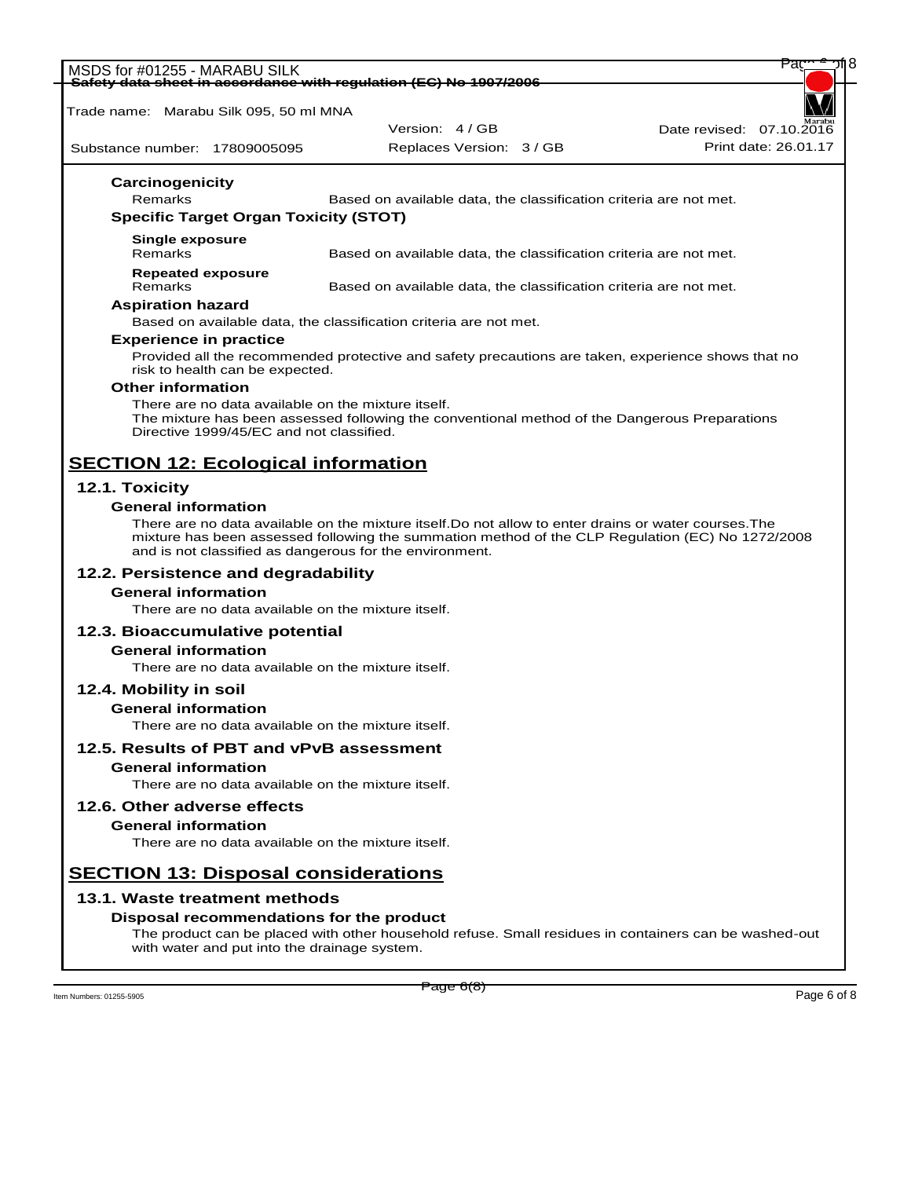### Carcinogenicity

| | |
|---|---|
| Remarks | Based on available data, the classification criteria are not met. |

### Specific Target Organ Toxicity (STOT)

**Single exposure**

| | |
|---|---|
| Remarks | Based on available data, the classification criteria are not met. |

**Repeated exposure**

| | |
|---|---|
| Remarks | Based on available data, the classification criteria are not met. |

### Aspiration hazard

Based on available data, the classification criteria are not met.

### Experience in practice

Provided all the recommended protective and safety precautions are taken, experience shows that no risk to health can be expected.

### Other information

There are no data available on the mixture itself.
The mixture has been assessed following the conventional method of the Dangerous Preparations Directive 1999/45/EC and not classified.

# SECTION 12: Ecological information

## 12.1. Toxicity

### General information

There are no data available on the mixture itself.Do not allow to enter drains or water courses.The mixture has been assessed following the summation method of the CLP Regulation (EC) No 1272/2008 and is not classified as dangerous for the environment.

## 12.2. Persistence and degradability

### General information

There are no data available on the mixture itself.

## 12.3. Bioaccumulative potential

### General information

There are no data available on the mixture itself.

## 12.4. Mobility in soil

### General information

There are no data available on the mixture itself.

## 12.5. Results of PBT and vPvB assessment

### General information

There are no data available on the mixture itself.

## 12.6. Other adverse effects

### General information

There are no data available on the mixture itself.

# SECTION 13: Disposal considerations

## 13.1. Waste treatment methods

### Disposal recommendations for the product

The product can be placed with other household refuse. Small residues in containers can be washed-out with water and put into the drainage system.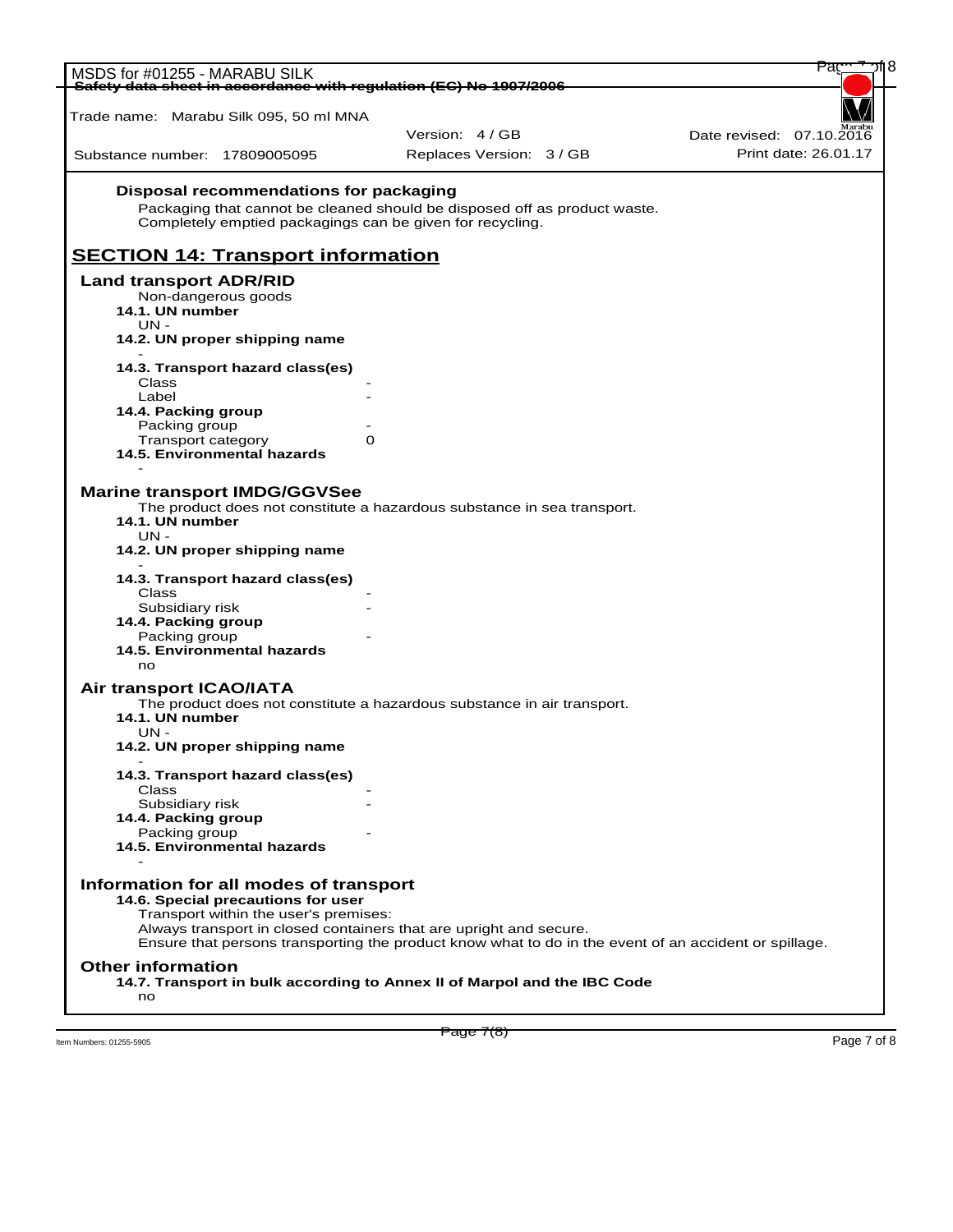Disposal recommendations for packaging

Packaging that cannot be cleaned should be disposed off as product waste.
Completely emptied packagings can be given for recycling.

## SECTION 14: Transport information

### Land transport ADR/RID

Non-dangerous goods

**14.1. UN number**

UN -

**14.2. UN proper shipping name**

-

**14.3. Transport hazard class(es)**

| | |
|---|---|
| Class | - |
| Label | - |

**14.4. Packing group**

| | |
|---|---|
| Packing group | - |
| Transport category | 0 |

**14.5. Environmental hazards**

-

### Marine transport IMDG/GGVSee

The product does not constitute a hazardous substance in sea transport.

**14.1. UN number**

UN -

**14.2. UN proper shipping name**

-

**14.3. Transport hazard class(es)**

| | |
|---|---|
| Class | - |
| Subsidiary risk | - |

**14.4. Packing group**

| | |
|---|---|
| Packing group | - |

**14.5. Environmental hazards**

no

### Air transport ICAO/IATA

The product does not constitute a hazardous substance in air transport.

**14.1. UN number**

UN -

**14.2. UN proper shipping name**

-

**14.3. Transport hazard class(es)**

| | |
|---|---|
| Class | - |
| Subsidiary risk | - |

**14.4. Packing group**

| | |
|---|---|
| Packing group | - |

**14.5. Environmental hazards**

-

### Information for all modes of transport

**14.6. Special precautions for user**

Transport within the user's premises:
Always transport in closed containers that are upright and secure.
Ensure that persons transporting the product know what to do in the event of an accident or spillage.

### Other information

**14.7. Transport in bulk according to Annex II of Marpol and the IBC Code**

no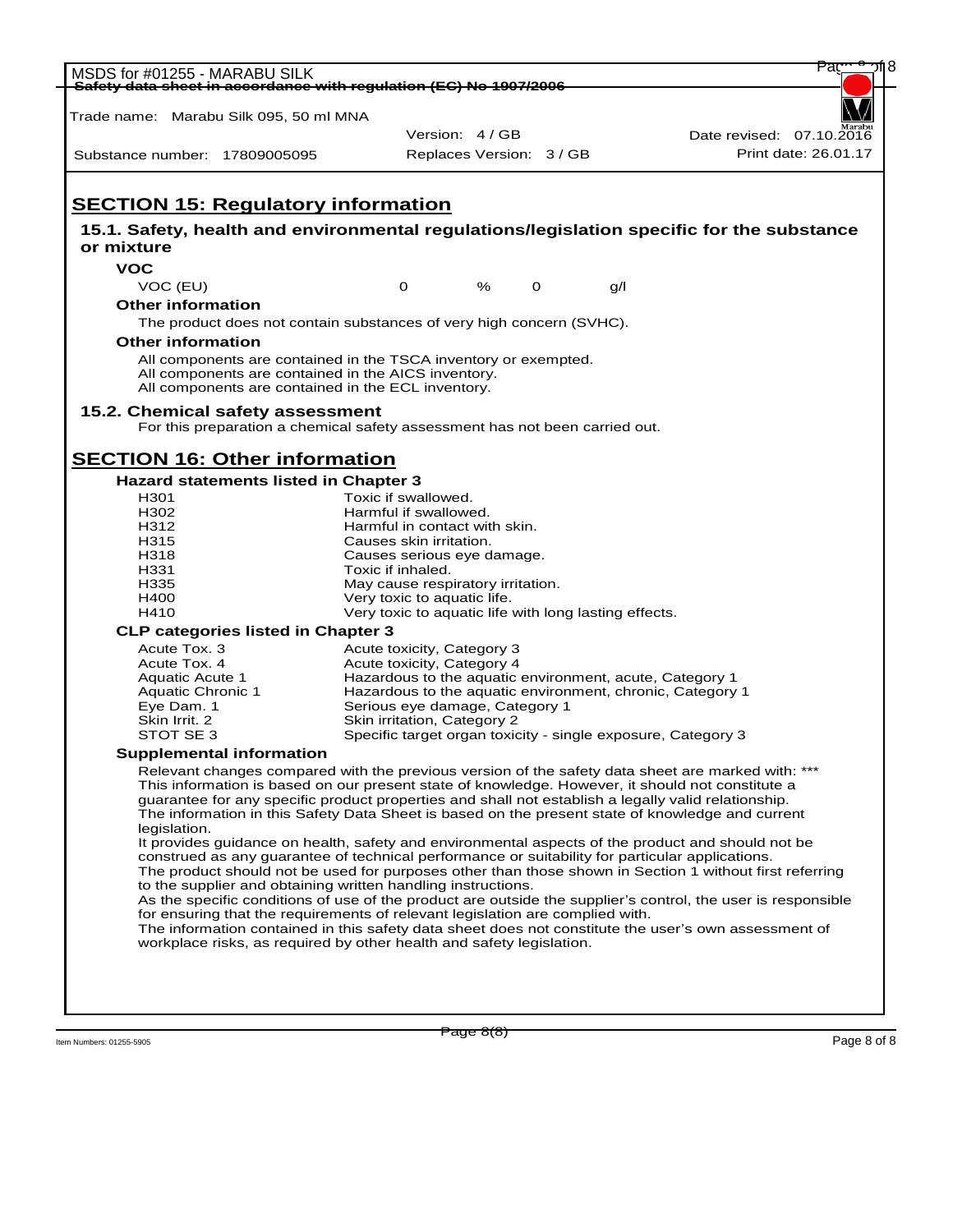## SECTION 15: Regulatory information

### 15.1. Safety, health and environmental regulations/legislation specific for the substance or mixture

**VOC**

| | | | | |
|---|---|---|---|---|
| VOC (EU) | 0 | % | 0 | g/l |

**Other information**

The product does not contain substances of very high concern (SVHC).

**Other information**

All components are contained in the TSCA inventory or exempted.
All components are contained in the AICS inventory.
All components are contained in the ECL inventory.

### 15.2. Chemical safety assessment

For this preparation a chemical safety assessment has not been carried out.

## SECTION 16: Other information

**Hazard statements listed in Chapter 3**

| | |
|---|---|
| H301 | Toxic if swallowed. |
| H302 | Harmful if swallowed. |
| H312 | Harmful in contact with skin. |
| H315 | Causes skin irritation. |
| H318 | Causes serious eye damage. |
| H331 | Toxic if inhaled. |
| H335 | May cause respiratory irritation. |
| H400 | Very toxic to aquatic life. |
| H410 | Very toxic to aquatic life with long lasting effects. |

**CLP categories listed in Chapter 3**

| | |
|---|---|
| Acute Tox. 3 | Acute toxicity, Category 3 |
| Acute Tox. 4 | Acute toxicity, Category 4 |
| Aquatic Acute 1 | Hazardous to the aquatic environment, acute, Category 1 |
| Aquatic Chronic 1 | Hazardous to the aquatic environment, chronic, Category 1 |
| Eye Dam. 1 | Serious eye damage, Category 1 |
| Skin Irrit. 2 | Skin irritation, Category 2 |
| STOT SE 3 | Specific target organ toxicity - single exposure, Category 3 |

**Supplemental information**

Relevant changes compared with the previous version of the safety data sheet are marked with: ***
This information is based on our present state of knowledge. However, it should not constitute a guarantee for any specific product properties and shall not establish a legally valid relationship.
The information in this Safety Data Sheet is based on the present state of knowledge and current legislation.
It provides guidance on health, safety and environmental aspects of the product and should not be construed as any guarantee of technical performance or suitability for particular applications.
The product should not be used for purposes other than those shown in Section 1 without first referring to the supplier and obtaining written handling instructions.
As the specific conditions of use of the product are outside the supplier's control, the user is responsible for ensuring that the requirements of relevant legislation are complied with.
The information contained in this safety data sheet does not constitute the user's own assessment of workplace risks, as required by other health and safety legislation.